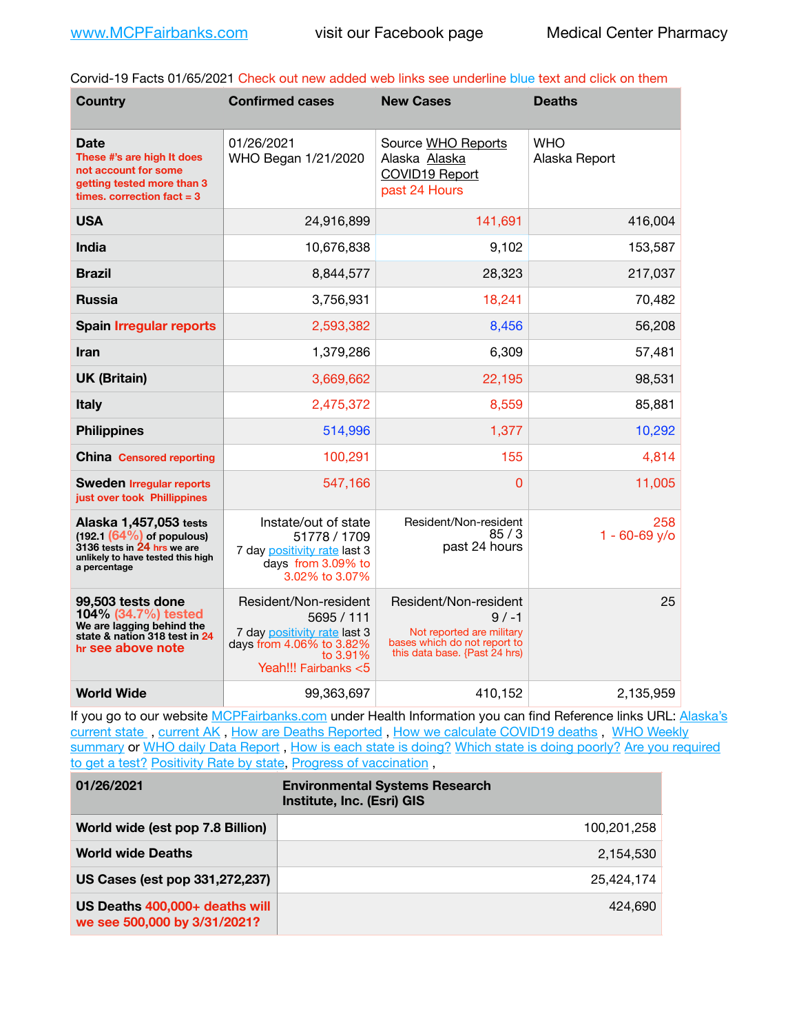www.MCPFairbanks.com visit our Facebook page Medical Center Pharmacy

Corvid-19 Facts 01/65/2021 Check out new added web links see underline blue text and click on them

| Country | Confirmed cases | New Cases | Deaths |
|---|---|---|---|
| **Date** These #'s are high It does not account for some getting tested more than 3 times. correction fact = 3 | 01/26/2021 WHO Began 1/21/2020 | Source WHO Reports Alaska Alaska COVID19 Report past 24 Hours | WHO Alaska Report |
| **USA** | 24,916,899 | 141,691 | 416,004 |
| **India** | 10,676,838 | 9,102 | 153,587 |
| **Brazil** | 8,844,577 | 28,323 | 217,037 |
| **Russia** | 3,756,931 | 18,241 | 70,482 |
| **Spain** Irregular reports | 2,593,382 | 8,456 | 56,208 |
| **Iran** | 1,379,286 | 6,309 | 57,481 |
| **UK (Britain)** | 3,669,662 | 22,195 | 98,531 |
| **Italy** | 2,475,372 | 8,559 | 85,881 |
| **Philippines** | 514,996 | 1,377 | 10,292 |
| **China** Censored reporting | 100,291 | 155 | 4,814 |
| **Sweden** Irregular reports just over took Phillippines | 547,166 | 0 | 11,005 |
| **Alaska 1,457,053 tests** (192.1 (64%) of populous) 3136 tests in 24 hrs we are unlikely to have tested this high a percentage | Instate/out of state 51778 / 1709 7 day positivity rate last 3 days from 3.09% to 3.02% to 3.07% | Resident/Non-resident 85 / 3 past 24 hours | 258 1 - 60-69 y/o |
| **99,503 tests done 104% (34.7%) tested** We are lagging behind the state & nation 318 test in 24 hr see above note | Resident/Non-resident 5695 / 111 7 day positivity rate last 3 days from 4.06% to 3.82% to 3.91% Yeah!!! Fairbanks <5 | Resident/Non-resident 9 / -1 Not reported are military bases which do not report to this data base. {Past 24 hrs) | 25 |
| **World Wide** | 99,363,697 | 410,152 | 2,135,959 |

If you go to our website MCPFairbanks.com under Health Information you can find Reference links URL: Alaska's current state , current AK , How are Deaths Reported , How we calculate COVID19 deaths , WHO Weekly summary or WHO daily Data Report , How is each state is doing? Which state is doing poorly? Are you required to get a test? Positivity Rate by state, Progress of vaccination ,

| 01/26/2021 | Environmental Systems Research Institute, Inc. (Esri) GIS |
|---|---|
| **World wide (est pop 7.8 Billion)** | 100,201,258 |
| **World wide Deaths** | 2,154,530 |
| **US Cases (est pop 331,272,237)** | 25,424,174 |
| **US Deaths** 400,000+ deaths will we see 500,000 by 3/31/2021? | 424,690 |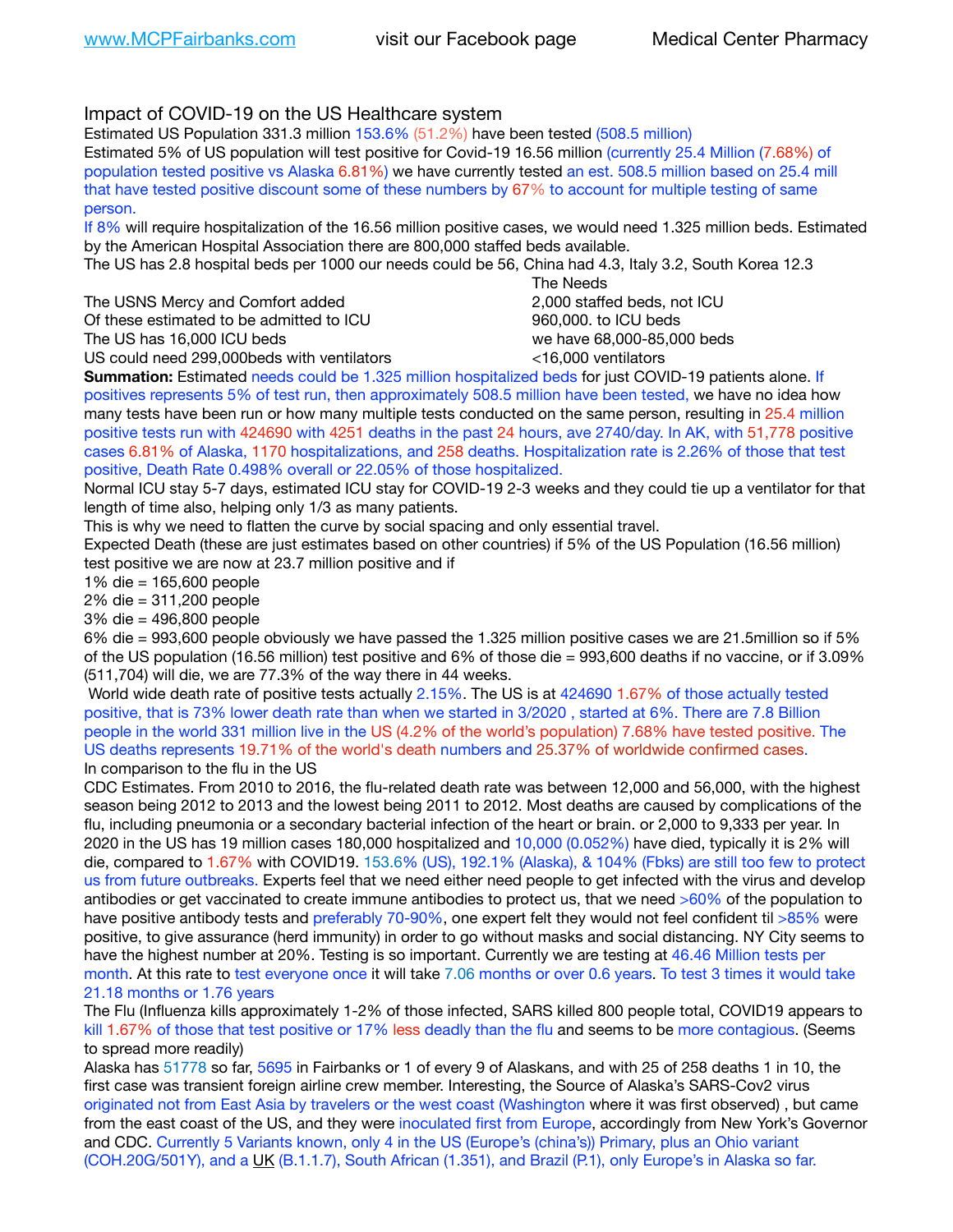Impact of COVID-19 on the US Healthcare system

Estimated US Population 331.3 million 153.6% (51.2%) have been tested (508.5 million)

Estimated 5% of US population will test positive for Covid-19 16.56 million (currently 25.4 Million (7.68%) of population tested positive vs Alaska 6.81%) we have currently tested an est. 508.5 million based on 25.4 mill that have tested positive discount some of these numbers by 67% to account for multiple testing of same person.

If 8% will require hospitalization of the 16.56 million positive cases, we would need 1.325 million beds. Estimated by the American Hospital Association there are 800,000 staffed beds available.

The US has 2.8 hospital beds per 1000 our needs could be 56, China had 4.3, Italy 3.2, South Korea 12.3

| | The Needs |
| --- | --- |
| The USNS Mercy and Comfort added | 2,000 staffed beds, not ICU |
| Of these estimated to be admitted to ICU | 960,000. to ICU beds |
| The US has 16,000 ICU beds | we have 68,000-85,000 beds |
| US could need 299,000beds with ventilators | <16,000 ventilators |

**Summation:** Estimated needs could be 1.325 million hospitalized beds for just COVID-19 patients alone. If positives represents 5% of test run, then approximately 508.5 million have been tested, we have no idea how many tests have been run or how many multiple tests conducted on the same person, resulting in 25.4 million positive tests run with 424690 with 4251 deaths in the past 24 hours, ave 2740/day. In AK, with 51,778 positive cases 6.81% of Alaska, 1170 hospitalizations, and 258 deaths. Hospitalization rate is 2.26% of those that test positive, Death Rate 0.498% overall or 22.05% of those hospitalized.

Normal ICU stay 5-7 days, estimated ICU stay for COVID-19 2-3 weeks and they could tie up a ventilator for that length of time also, helping only 1/3 as many patients.

This is why we need to flatten the curve by social spacing and only essential travel.

Expected Death (these are just estimates based on other countries) if 5% of the US Population (16.56 million) test positive we are now at 23.7 million positive and if

1% die = 165,600 people

2% die = 311,200 people

3% die = 496,800 people

6% die = 993,600 people obviously we have passed the 1.325 million positive cases we are 21.5million so if 5% of the US population (16.56 million) test positive and 6% of those die = 993,600 deaths if no vaccine, or if 3.09% (511,704) will die, we are 77.3% of the way there in 44 weeks.

World wide death rate of positive tests actually 2.15%. The US is at 424690 1.67% of those actually tested positive, that is 73% lower death rate than when we started in 3/2020 , started at 6%. There are 7.8 Billion people in the world 331 million live in the US (4.2% of the world's population) 7.68% have tested positive. The US deaths represents 19.71% of the world's death numbers and 25.37% of worldwide confirmed cases.

In comparison to the flu in the US

CDC Estimates. From 2010 to 2016, the flu-related death rate was between 12,000 and 56,000, with the highest season being 2012 to 2013 and the lowest being 2011 to 2012. Most deaths are caused by complications of the flu, including pneumonia or a secondary bacterial infection of the heart or brain. or 2,000 to 9,333 per year. In 2020 in the US has 19 million cases 180,000 hospitalized and 10,000 (0.052%) have died, typically it is 2% will die, compared to 1.67% with COVID19. 153.6% (US), 192.1% (Alaska), & 104% (Fbks) are still too few to protect us from future outbreaks. Experts feel that we need either need people to get infected with the virus and develop antibodies or get vaccinated to create immune antibodies to protect us, that we need >60% of the population to have positive antibody tests and preferably 70-90%, one expert felt they would not feel confident til >85% were positive, to give assurance (herd immunity) in order to go without masks and social distancing. NY City seems to have the highest number at 20%. Testing is so important. Currently we are testing at 46.46 Million tests per month. At this rate to test everyone once it will take 7.06 months or over 0.6 years. To test 3 times it would take 21.18 months or 1.76 years

The Flu (Influenza kills approximately 1-2% of those infected, SARS killed 800 people total, COVID19 appears to kill 1.67% of those that test positive or 17% less deadly than the flu and seems to be more contagious. (Seems to spread more readily)

Alaska has 51778 so far, 5695 in Fairbanks or 1 of every 9 of Alaskans, and with 25 of 258 deaths 1 in 10, the first case was transient foreign airline crew member. Interesting, the Source of Alaska's SARS-Cov2 virus originated not from East Asia by travelers or the west coast (Washington where it was first observed) , but came from the east coast of the US, and they were inoculated first from Europe, accordingly from New York's Governor and CDC. Currently 5 Variants known, only 4 in the US (Europe's (china's)) Primary, plus an Ohio variant (COH.20G/501Y), and a UK (B.1.1.7), South African (1.351), and Brazil (P.1), only Europe's in Alaska so far.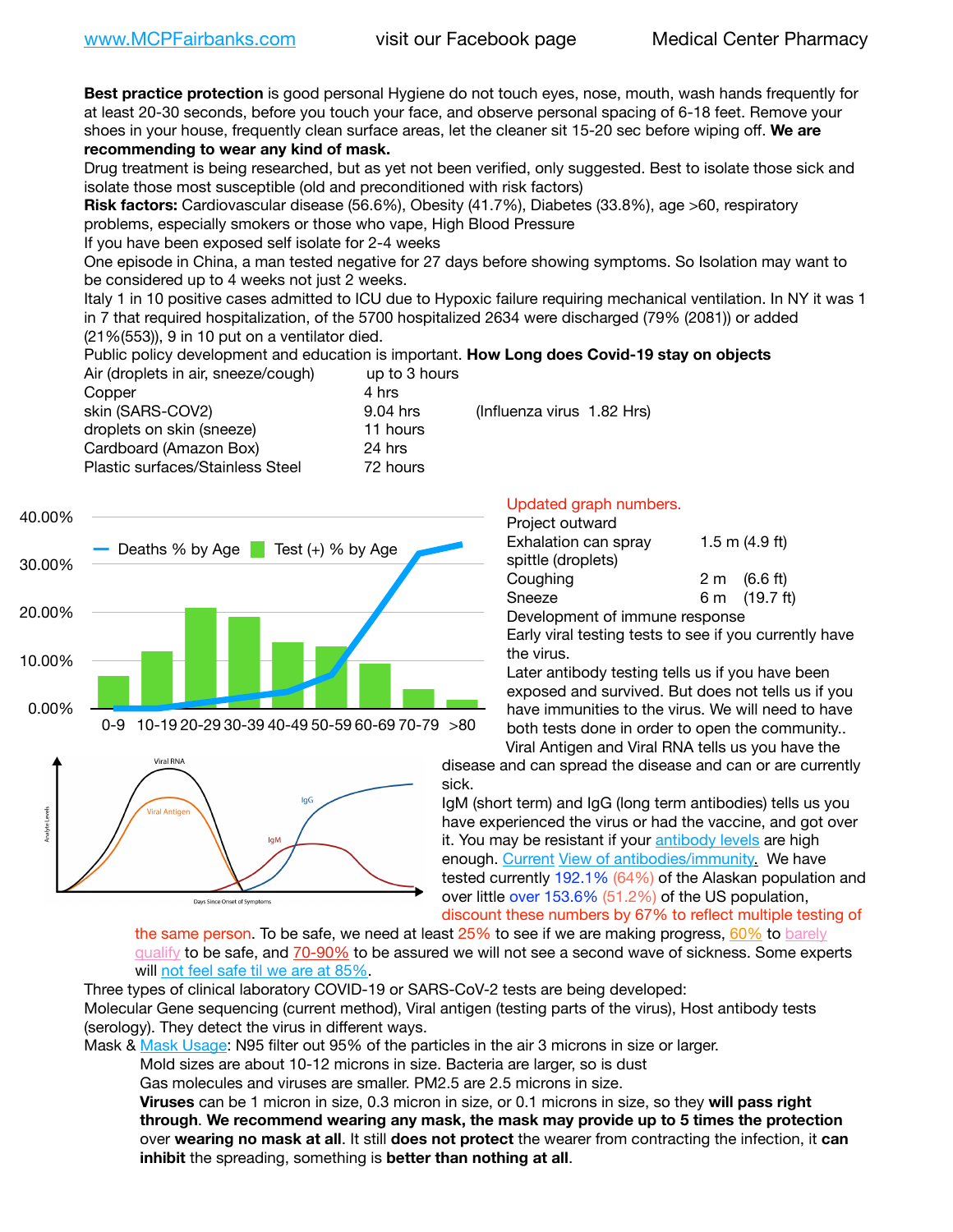www.MCPFairbanks.com visit our Facebook page Medical Center Pharmacy

**Best practice protection** is good personal Hygiene do not touch eyes, nose, mouth, wash hands frequently for at least 20-30 seconds, before you touch your face, and observe personal spacing of 6-18 feet. Remove your shoes in your house, frequently clean surface areas, let the cleaner sit 15-20 sec before wiping off. **We are recommending to wear any kind of mask.**

Drug treatment is being researched, but as yet not been verified, only suggested. Best to isolate those sick and isolate those most susceptible (old and preconditioned with risk factors)

**Risk factors:** Cardiovascular disease (56.6%), Obesity (41.7%), Diabetes (33.8%), age >60, respiratory problems, especially smokers or those who vape, High Blood Pressure

If you have been exposed self isolate for 2-4 weeks

One episode in China, a man tested negative for 27 days before showing symptoms. So Isolation may want to be considered up to 4 weeks not just 2 weeks.

Italy 1 in 10 positive cases admitted to ICU due to Hypoxic failure requiring mechanical ventilation. In NY it was 1 in 7 that required hospitalization, of the 5700 hospitalized 2634 were discharged (79% (2081)) or added (21%(553)), 9 in 10 put on a ventilator died.

Public policy development and education is important. **How Long does Covid-19 stay on objects**

| | | |
|---|---|---|
| Air (droplets in air, sneeze/cough) | up to 3 hours | |
| Copper | 4 hrs | |
| skin (SARS-COV2) | 9.04 hrs | (Influenza virus 1.82 Hrs) |
| droplets on skin (sneeze) | 11 hours | |
| Cardboard (Amazon Box) | 24 hrs | |
| Plastic surfaces/Stainless Steel | 72 hours | |

Updated graph numbers.

Project outward

| | |
|---|---|
| Exhalation can spray spittle (droplets) | 1.5 m (4.9 ft) |
| Coughing | 2 m (6.6 ft) |
| Sneeze | 6 m (19.7 ft) |

Development of immune response

Early viral testing tests to see if you currently have the virus.

Later antibody testing tells us if you have been exposed and survived. But does not tells us if you have immunities to the virus. We will need to have both tests done in order to open the community..

Viral Antigen and Viral RNA tells us you have the disease and can spread the disease and can or are currently sick.

IgM (short term) and IgG (long term antibodies) tells us you have experienced the virus or had the vaccine, and got over it. You may be resistant if your antibody levels are high enough. Current View of antibodies/immunity. We have tested currently 192.1% (64%) of the Alaskan population and over little over 153.6% (51.2%) of the US population, discount these numbers by 67% to reflect multiple testing of the same person. To be safe, we need at least 25% to see if we are making progress, 60% to barely qualify to be safe, and 70-90% to be assured we will not see a second wave of sickness. Some experts will not feel safe til we are at 85%.

Three types of clinical laboratory COVID-19 or SARS-CoV-2 tests are being developed:

Molecular Gene sequencing (current method), Viral antigen (testing parts of the virus), Host antibody tests (serology). They detect the virus in different ways.

Mask & Mask Usage: N95 filter out 95% of the particles in the air 3 microns in size or larger.

Mold sizes are about 10-12 microns in size. Bacteria are larger, so is dust

Gas molecules and viruses are smaller. PM2.5 are 2.5 microns in size.

**Viruses** can be 1 micron in size, 0.3 micron in size, or 0.1 microns in size, so they **will pass right through**. **We recommend wearing any mask, the mask may provide up to 5 times the protection** over **wearing no mask at all**. It still **does not protect** the wearer from contracting the infection, it **can inhibit** the spreading, something is **better than nothing at all**.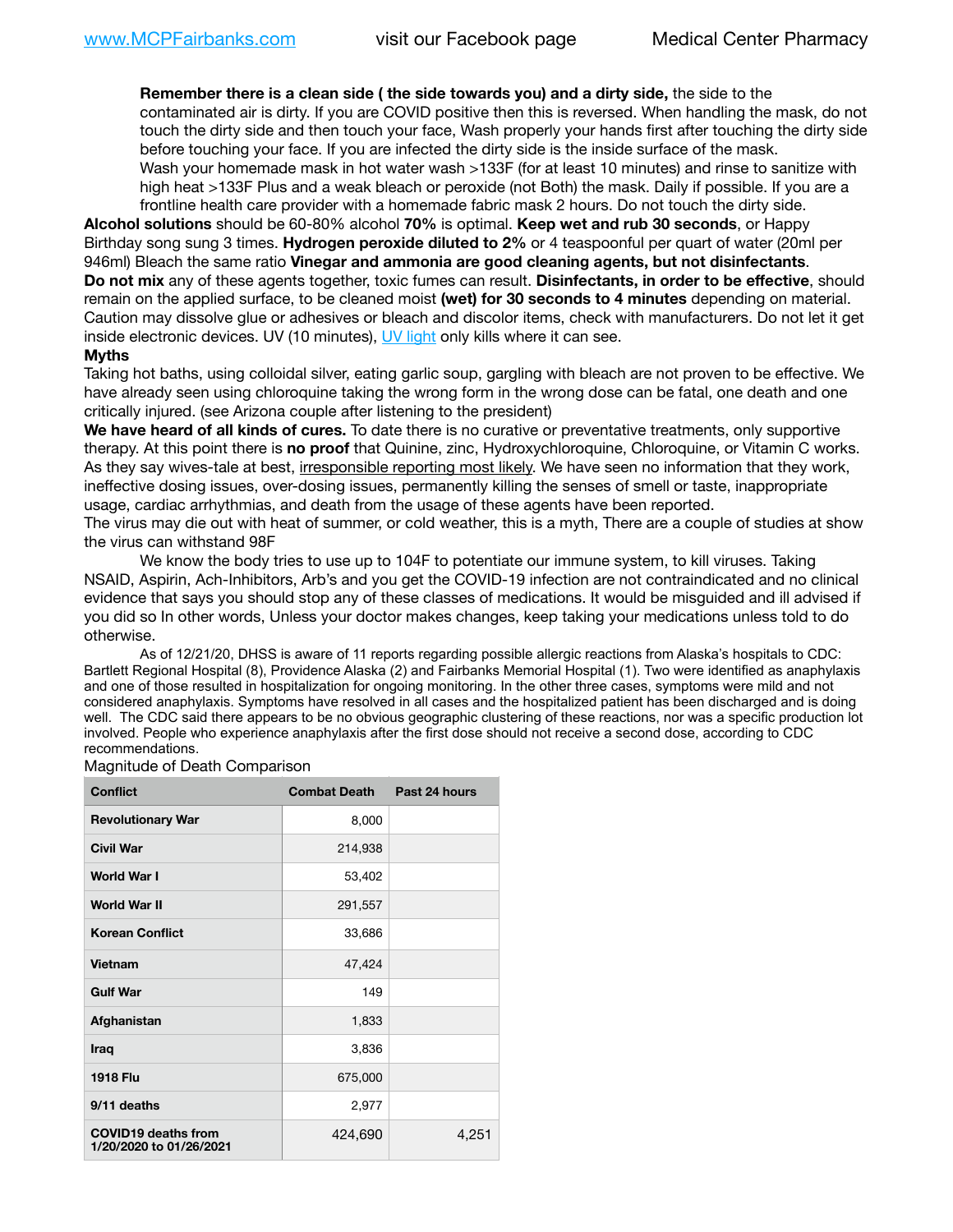**Remember there is a clean side ( the side towards you) and a dirty side,** the side to the contaminated air is dirty. If you are COVID positive then this is reversed. When handling the mask, do not touch the dirty side and then touch your face, Wash properly your hands first after touching the dirty side before touching your face. If you are infected the dirty side is the inside surface of the mask.
Wash your homemade mask in hot water wash >133F (for at least 10 minutes) and rinse to sanitize with high heat >133F Plus and a weak bleach or peroxide (not Both) the mask. Daily if possible. If you are a frontline health care provider with a homemade fabric mask 2 hours. Do not touch the dirty side.

**Alcohol solutions** should be 60-80% alcohol **70%** is optimal. **Keep wet and rub 30 seconds**, or Happy Birthday song sung 3 times. **Hydrogen peroxide diluted to 2%** or 4 teaspoonful per quart of water (20ml per 946ml) Bleach the same ratio **Vinegar and ammonia are good cleaning agents, but not disinfectants**.
**Do not mix** any of these agents together, toxic fumes can result. **Disinfectants, in order to be effective**, should remain on the applied surface, to be cleaned moist **(wet) for 30 seconds to 4 minutes** depending on material. Caution may dissolve glue or adhesives or bleach and discolor items, check with manufacturers. Do not let it get inside electronic devices. UV (10 minutes), UV light only kills where it can see.

**Myths**

Taking hot baths, using colloidal silver, eating garlic soup, gargling with bleach are not proven to be effective. We have already seen using chloroquine taking the wrong form in the wrong dose can be fatal, one death and one critically injured. (see Arizona couple after listening to the president)

**We have heard of all kinds of cures.** To date there is no curative or preventative treatments, only supportive therapy. At this point there is **no proof** that Quinine, zinc, Hydroxychloroquine, Chloroquine, or Vitamin C works. As they say wives-tale at best, irresponsible reporting most likely. We have seen no information that they work, ineffective dosing issues, over-dosing issues, permanently killing the senses of smell or taste, inappropriate usage, cardiac arrhythmias, and death from the usage of these agents have been reported.

The virus may die out with heat of summer, or cold weather, this is a myth, There are a couple of studies at show the virus can withstand 98F

We know the body tries to use up to 104F to potentiate our immune system, to kill viruses. Taking NSAID, Aspirin, Ach-Inhibitors, Arb's and you get the COVID-19 infection are not contraindicated and no clinical evidence that says you should stop any of these classes of medications. It would be misguided and ill advised if you did so In other words, Unless your doctor makes changes, keep taking your medications unless told to do otherwise.

As of 12/21/20, DHSS is aware of 11 reports regarding possible allergic reactions from Alaska's hospitals to CDC: Bartlett Regional Hospital (8), Providence Alaska (2) and Fairbanks Memorial Hospital (1). Two were identified as anaphylaxis and one of those resulted in hospitalization for ongoing monitoring. In the other three cases, symptoms were mild and not considered anaphylaxis. Symptoms have resolved in all cases and the hospitalized patient has been discharged and is doing well. The CDC said there appears to be no obvious geographic clustering of these reactions, nor was a specific production lot involved. People who experience anaphylaxis after the first dose should not receive a second dose, according to CDC recommendations.

Magnitude of Death Comparison

| Conflict | Combat Death | Past 24 hours |
|---|---|---|
| Revolutionary War | 8,000 | |
| Civil War | 214,938 | |
| World War I | 53,402 | |
| World War II | 291,557 | |
| Korean Conflict | 33,686 | |
| Vietnam | 47,424 | |
| Gulf War | 149 | |
| Afghanistan | 1,833 | |
| Iraq | 3,836 | |
| 1918 Flu | 675,000 | |
| 9/11 deaths | 2,977 | |
| COVID19 deaths from 1/20/2020 to 01/26/2021 | 424,690 | 4,251 |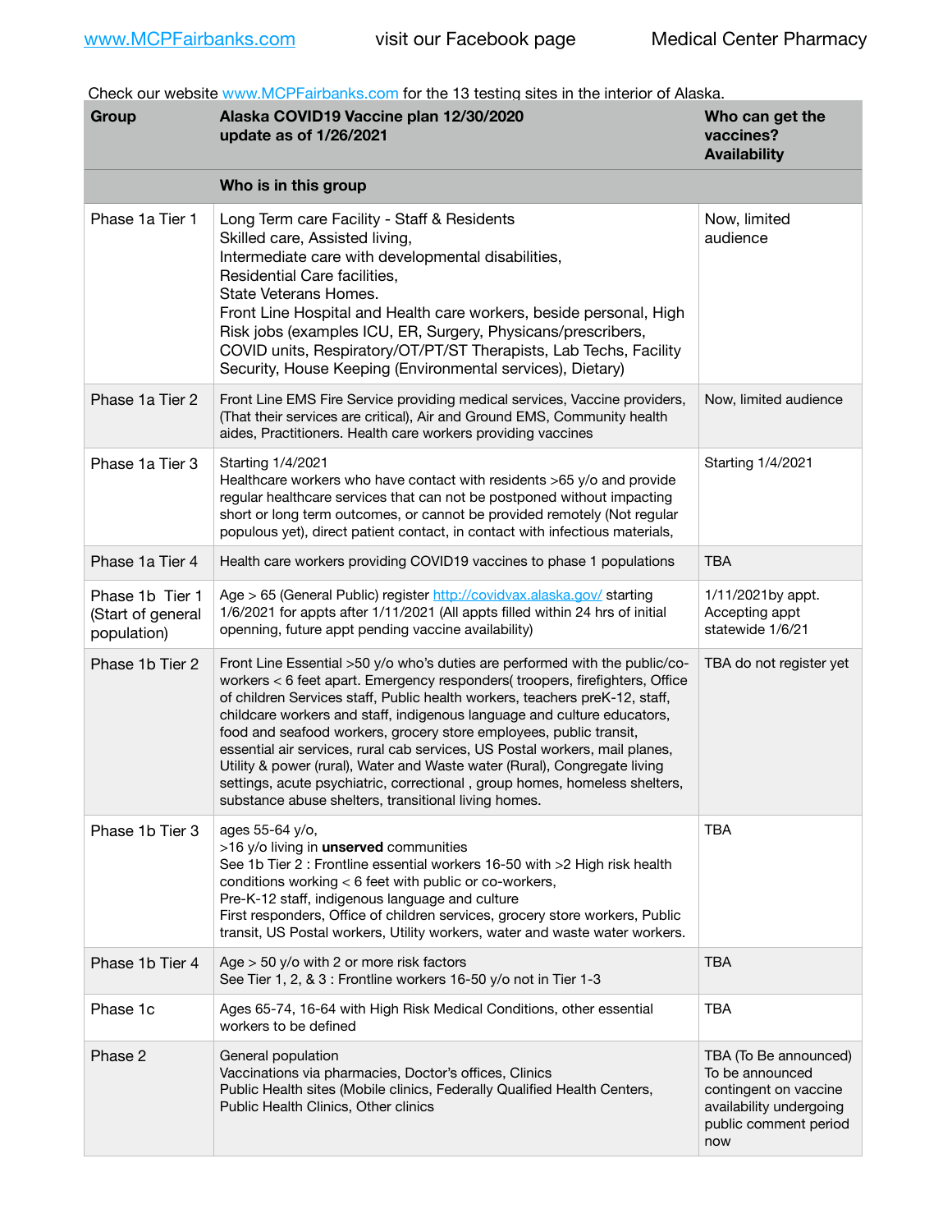Check our website www.MCPFairbanks.com for the 13 testing sites in the interior of Alaska.

| Group | Alaska COVID19 Vaccine plan 12/30/2020 update as of 1/26/2021 | Who can get the vaccines? Availability |
|---|---|---|
| | **Who is in this group** | |
| Phase 1a Tier 1 | Long Term care Facility - Staff & Residents<br>Skilled care, Assisted living,<br>Intermediate care with developmental disabilities,<br>Residential Care facilities,<br>State Veterans Homes.<br>Front Line Hospital and Health care workers, beside personal, High Risk jobs (examples ICU, ER, Surgery, Physcans/prescribers, COVID units, Respiratory/OT/PT/ST Therapists, Lab Techs, Facility Security, House Keeping (Environmental services), Dietary) | Now, limited audience |
| Phase 1a Tier 2 | Front Line EMS Fire Service providing medical services, Vaccine providers, (That their services are critical), Air and Ground EMS, Community health aides, Practitioners. Health care workers providing vaccines | Now, limited audience |
| Phase 1a Tier 3 | Starting 1/4/2021<br>Healthcare workers who have contact with residents >65 y/o and provide regular healthcare services that can not be postponed without impacting short or long term outcomes, or cannot be provided remotely (Not regular populous yet), direct patient contact, in contact with infectious materials, | Starting 1/4/2021 |
| Phase 1a Tier 4 | Health care workers providing COVID19 vaccines to phase 1 populations | TBA |
| Phase 1b Tier 1 (Start of general population) | Age > 65 (General Public) register http://covidvax.alaska.gov/ starting 1/6/2021 for appts after 1/11/2021 (All appts filled within 24 hrs of initial openning, future appt pending vaccine availability) | 1/11/2021by appt. Accepting appt statewide 1/6/21 |
| Phase 1b Tier 2 | Front Line Essential >50 y/o who's duties are performed with the public/co-workers < 6 feet apart. Emergency responders( troopers, firefighters, Office of children Services staff, Public health workers, teachers preK-12, staff, childcare workers and staff, indigenous language and culture educators, food and seafood workers, grocery store employees, public transit, essential air services, rural cab services, US Postal workers, mail planes, Utility & power (rural), Water and Waste water (Rural), Congregate living settings, acute psychiatric, correctional , group homes, homeless shelters, substance abuse shelters, transitional living homes. | TBA do not register yet |
| Phase 1b Tier 3 | ages 55-64 y/o,<br>>16 y/o living in **unserved** communities<br>See 1b Tier 2 : Frontline essential workers 16-50 with >2 High risk health conditions working < 6 feet with public or co-workers,<br>Pre-K-12 staff, indigenous language and culture<br>First responders, Office of children services, grocery store workers, Public transit, US Postal workers, Utility workers, water and waste water workers. | TBA |
| Phase 1b Tier 4 | Age > 50 y/o with 2 or more risk factors<br>See Tier 1, 2, & 3 : Frontline workers 16-50 y/o not in Tier 1-3 | TBA |
| Phase 1c | Ages 65-74, 16-64 with High Risk Medical Conditions, other essential workers to be defined | TBA |
| Phase 2 | General population<br>Vaccinations via pharmacies, Doctor's offices, Clinics<br>Public Health sites (Mobile clinics, Federally Qualified Health Centers, Public Health Clinics, Other clinics | TBA (To Be announced) To be announced contingent on vaccine availability undergoing public comment period now |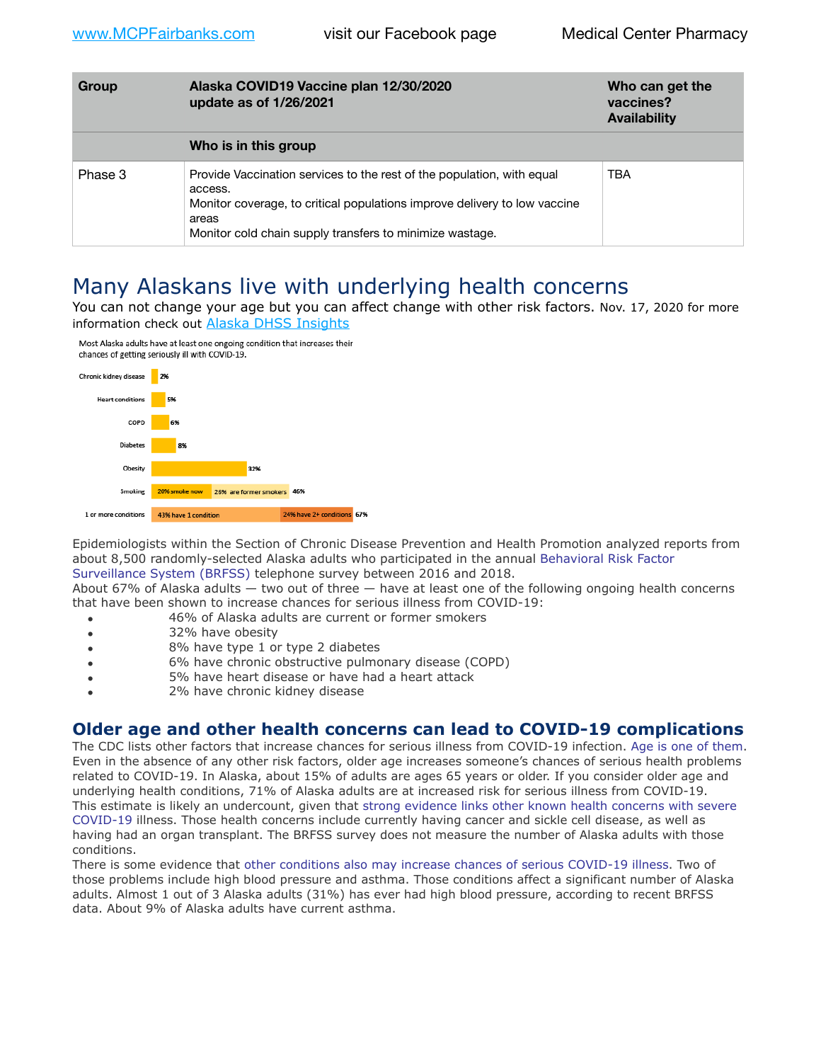| Group | Alaska COVID19 Vaccine plan 12/30/2020 update as of 1/26/2021 | Who can get the vaccines? Availability |
|---|---|---|
| | **Who is in this group** | |
| Phase 3 | Provide Vaccination services to the rest of the population, with equal access. Monitor coverage, to critical populations improve delivery to low vaccine areas Monitor cold chain supply transfers to minimize wastage. | TBA |

# Many Alaskans live with underlying health concerns

You can not change your age but you can affect change with other risk factors. Nov. 17, 2020 for more information check out [Alaska DHSS Insights]

Most Alaska adults have at least one ongoing condition that increases their chances of getting seriously ill with COVID-19.

Chronic kidney disease 2%
Heart conditions 5%
COPD 6%
Diabetes 8%
Obesity 32%
Smoking 20% smoke now 26% are former smokers 46%
1 or more conditions 43% have 1 condition 24% have 2+ conditions 67%

Epidemiologists within the Section of Chronic Disease Prevention and Health Promotion analyzed reports from about 8,500 randomly-selected Alaska adults who participated in the annual Behavioral Risk Factor Surveillance System (BRFSS) telephone survey between 2016 and 2018.

About 67% of Alaska adults — two out of three — have at least one of the following ongoing health concerns that have been shown to increase chances for serious illness from COVID-19:

- 46% of Alaska adults are current or former smokers
- 32% have obesity
- 8% have type 1 or type 2 diabetes
- 6% have chronic obstructive pulmonary disease (COPD)
- 5% have heart disease or have had a heart attack
- 2% have chronic kidney disease

## Older age and other health concerns can lead to COVID-19 complications

The CDC lists other factors that increase chances for serious illness from COVID-19 infection. Age is one of them. Even in the absence of any other risk factors, older age increases someone's chances of serious health problems related to COVID-19. In Alaska, about 15% of adults are ages 65 years or older. If you consider older age and underlying health conditions, 71% of Alaska adults are at increased risk for serious illness from COVID-19.

This estimate is likely an undercount, given that strong evidence links other known health concerns with severe COVID-19 illness. Those health concerns include currently having cancer and sickle cell disease, as well as having had an organ transplant. The BRFSS survey does not measure the number of Alaska adults with those conditions.

There is some evidence that other conditions also may increase chances of serious COVID-19 illness. Two of those problems include high blood pressure and asthma. Those conditions affect a significant number of Alaska adults. Almost 1 out of 3 Alaska adults (31%) has ever had high blood pressure, according to recent BRFSS data. About 9% of Alaska adults have current asthma.